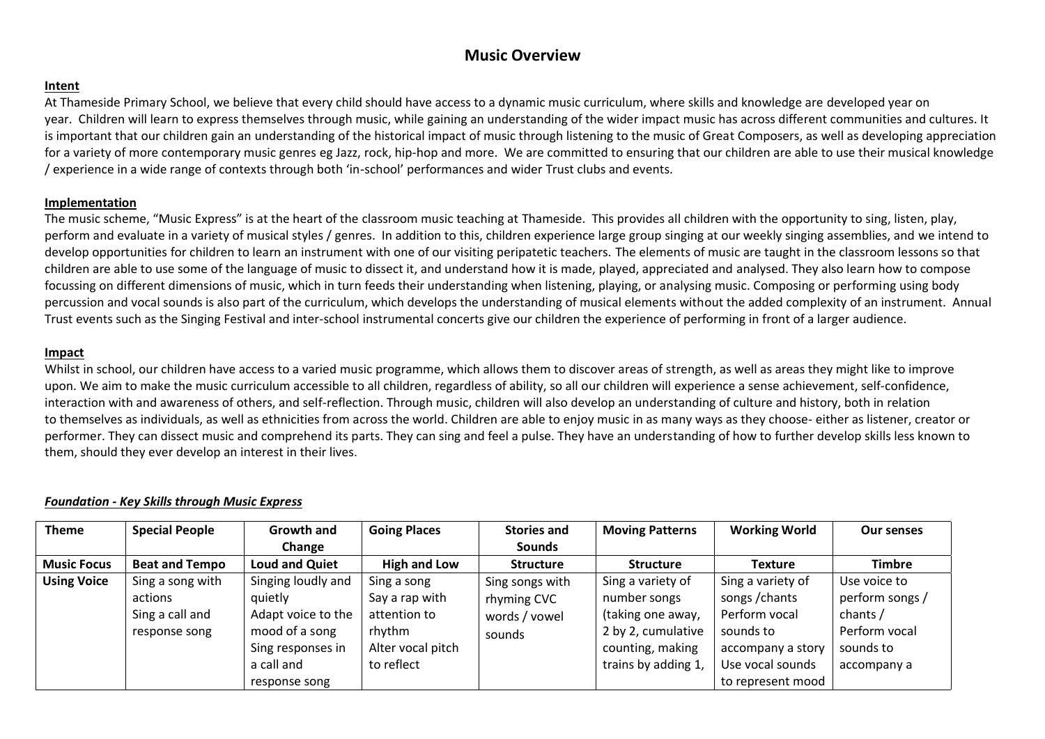# Music Overview

**Intent**

At Thameside Primary School, we believe that every child should have access to a dynamic music curriculum, where skills and knowledge are developed year on year. Children will learn to express themselves through music, while gaining an understanding of the wider impact music has across different communities and cultures. It is important that our children gain an understanding of the historical impact of music through listening to the music of Great Composers, as well as developing appreciation for a variety of more contemporary music genres eg Jazz, rock, hip-hop and more. We are committed to ensuring that our children are able to use their musical knowledge / experience in a wide range of contexts through both 'in-school' performances and wider Trust clubs and events.

**Implementation**

The music scheme, "Music Express" is at the heart of the classroom music teaching at Thameside. This provides all children with the opportunity to sing, listen, play, perform and evaluate in a variety of musical styles / genres. In addition to this, children experience large group singing at our weekly singing assemblies, and we intend to develop opportunities for children to learn an instrument with one of our visiting peripatetic teachers. The elements of music are taught in the classroom lessons so that children are able to use some of the language of music to dissect it, and understand how it is made, played, appreciated and analysed. They also learn how to compose focussing on different dimensions of music, which in turn feeds their understanding when listening, playing, or analysing music. Composing or performing using body percussion and vocal sounds is also part of the curriculum, which develops the understanding of musical elements without the added complexity of an instrument. Annual Trust events such as the Singing Festival and inter-school instrumental concerts give our children the experience of performing in front of a larger audience.

**Impact**

Whilst in school, our children have access to a varied music programme, which allows them to discover areas of strength, as well as areas they might like to improve upon. We aim to make the music curriculum accessible to all children, regardless of ability, so all our children will experience a sense achievement, self-confidence, interaction with and awareness of others, and self-reflection. Through music, children will also develop an understanding of culture and history, both in relation to themselves as individuals, as well as ethnicities from across the world. Children are able to enjoy music in as many ways as they choose- either as listener, creator or performer. They can dissect music and comprehend its parts. They can sing and feel a pulse. They have an understanding of how to further develop skills less known to them, should they ever develop an interest in their lives.

***Foundation - Key Skills through Music Express***

| Theme | Special People | Growth and Change | Going Places | Stories and Sounds | Moving Patterns | Working World | Our senses |
|---|---|---|---|---|---|---|---|
| **Music Focus** | **Beat and Tempo** | **Loud and Quiet** | **High and Low** | **Structure** | **Structure** | **Texture** | **Timbre** |
| **Using Voice** | Sing a song with actions<br>Sing a call and response song | Singing loudly and quietly<br>Adapt voice to the mood of a song<br>Sing responses in a call and response song | Sing a song<br>Say a rap with attention to rhythm<br>Alter vocal pitch to reflect | Sing songs with rhyming CVC words / vowel sounds | Sing a variety of number songs (taking one away, 2 by 2, cumulative counting, making trains by adding 1, | Sing a variety of songs /chants<br>Perform vocal sounds to accompany a story<br>Use vocal sounds to represent mood | Use voice to perform songs / chants /<br>Perform vocal sounds to accompany a |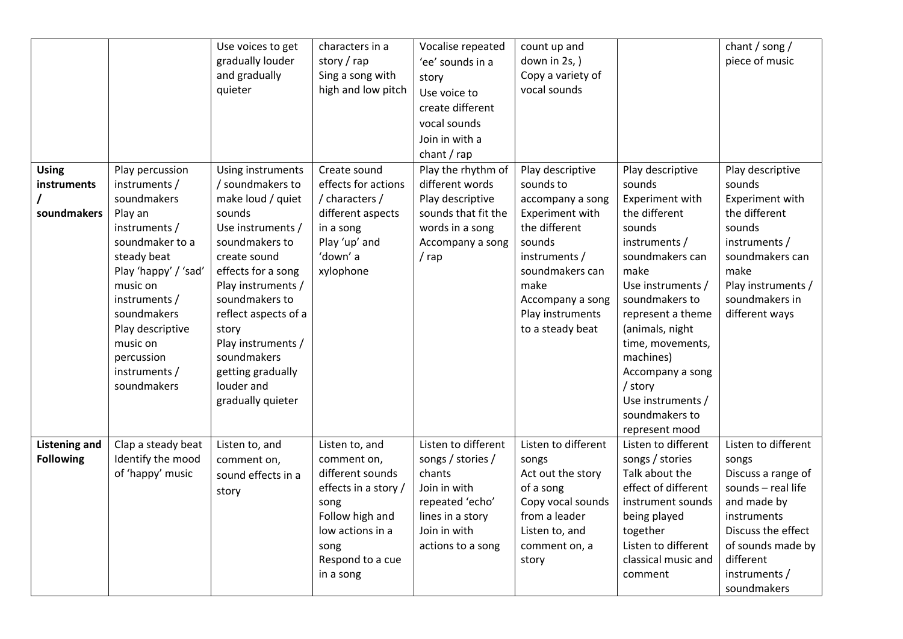| | | | | | | | |
|---|---|---|---|---|---|---|---|
| | | Use voices to get gradually louder and gradually quieter | characters in a story / rap<br>Sing a song with high and low pitch | Vocalise repeated 'ee' sounds in a story<br>Use voice to create different vocal sounds<br>Join in with a chant / rap | count up and down in 2s, )<br>Copy a variety of vocal sounds | | chant / song / piece of music |
| **Using instruments / soundmakers** | Play percussion instruments / soundmakers<br>Play an instruments / soundmaker to a steady beat<br>Play 'happy' / 'sad' music on instruments / soundmakers<br>Play descriptive music on percussion instruments / soundmakers | Using instruments / soundmakers to make loud / quiet sounds<br>Use instruments / soundmakers to create sound effects for a song<br>Play instruments / soundmakers to reflect aspects of a story<br>Play instruments / soundmakers getting gradually louder and gradually quieter | Create sound effects for actions / characters / different aspects in a song<br>Play 'up' and 'down' a xylophone | Play the rhythm of different words<br>Play descriptive sounds that fit the words in a song<br>Accompany a song / rap | Play descriptive sounds to accompany a song<br>Experiment with the different sounds instruments / soundmakers can make<br>Accompany a song<br>Play instruments to a steady beat | Play descriptive sounds<br>Experiment with the different sounds instruments / soundmakers can make<br>Use instruments / soundmakers to represent a theme (animals, night time, movements, machines)<br>Accompany a song / story<br>Use instruments / soundmakers to represent mood | Play descriptive sounds<br>Experiment with the different sounds instruments / soundmakers can make<br>Play instruments / soundmakers in different ways |
| **Listening and Following** | Clap a steady beat<br>Identify the mood of 'happy' music | Listen to, and comment on, sound effects in a story | Listen to, and comment on, different sounds effects in a story / song<br>Follow high and low actions in a song<br>Respond to a cue in a song | Listen to different songs / stories / chants<br>Join in with repeated 'echo' lines in a story<br>Join in with actions to a song | Listen to different songs<br>Act out the story of a song<br>Copy vocal sounds from a leader<br>Listen to, and comment on, a story | Listen to different songs / stories<br>Talk about the effect of different instrument sounds being played together<br>Listen to different classical music and comment | Listen to different songs<br>Discuss a range of sounds – real life and made by instruments<br>Discuss the effect of sounds made by different instruments / soundmakers |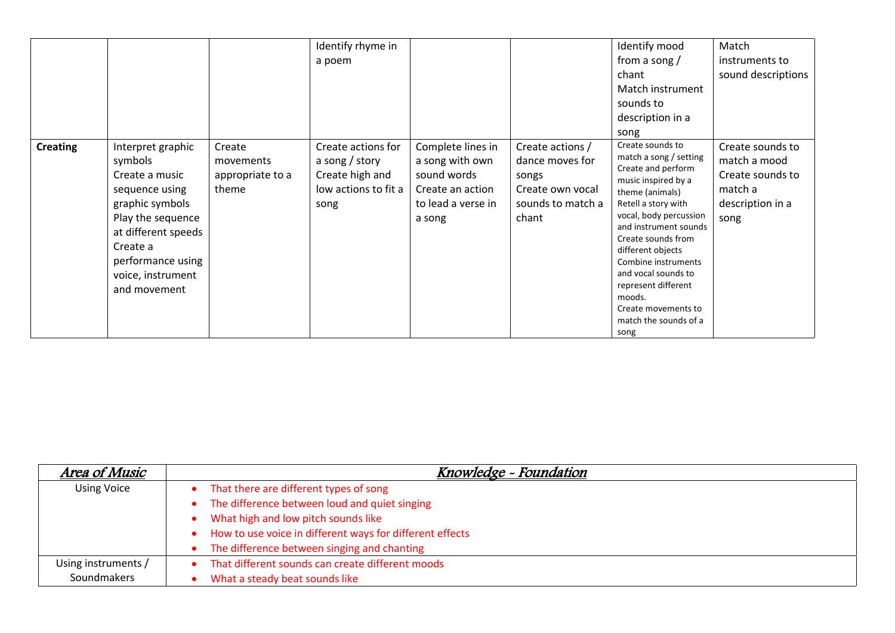|  |  |  | Identify rhyme in a poem |  |  | Identify mood from a song / chant<br>Match instrument sounds to description in a song | Match instruments to sound descriptions |
|---|---|---|---|---|---|---|---|
| **Creating** | Interpret graphic symbols<br>Create a music sequence using graphic symbols<br>Play the sequence at different speeds<br>Create a performance using voice, instrument and movement | Create movements appropriate to a theme | Create actions for a song / story<br>Create high and low actions to fit a song | Complete lines in a song with own sound words<br>Create an action to lead a verse in a song | Create actions / dance moves for songs<br>Create own vocal sounds to match a chant | Create sounds to match a song / setting<br>Create and perform music inspired by a theme (animals)<br>Retell a story with vocal, body percussion and instrument sounds<br>Create sounds from different objects<br>Combine instruments and vocal sounds to represent different moods.<br>Create movements to match the sounds of a song | Create sounds to match a mood<br>Create sounds to match a description in a song |

| *Area of Music* | *Knowledge - Foundation* |
|---|---|
| Using Voice | • That there are different types of song<br>• The difference between loud and quiet singing<br>• What high and low pitch sounds like<br>• How to use voice in different ways for different effects<br>• The difference between singing and chanting |
| Using instruments / Soundmakers | • That different sounds can create different moods<br>• What a steady beat sounds like |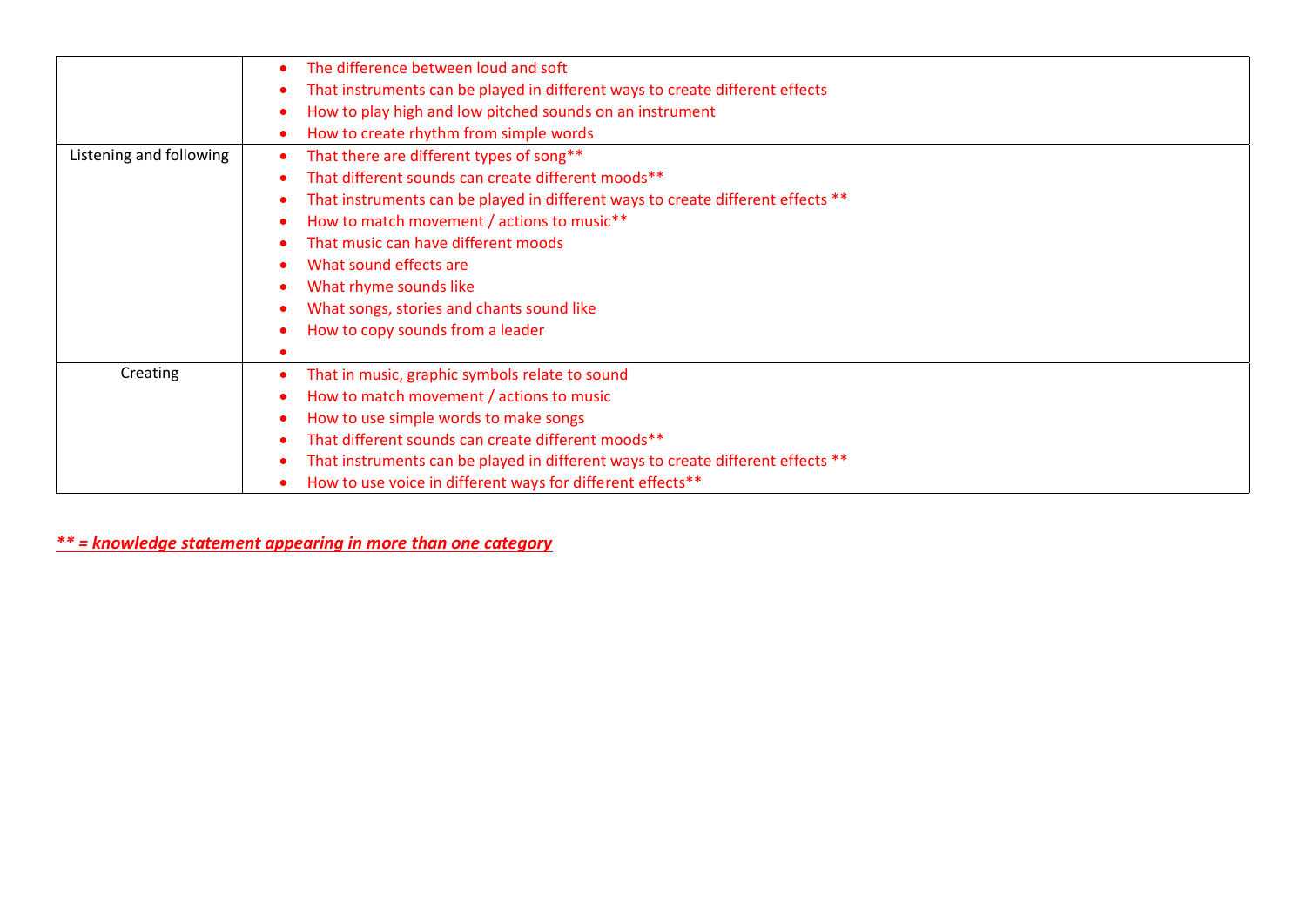| | |
|---|---|
| | • The difference between loud and soft<br>• That instruments can be played in different ways to create different effects<br>• How to play high and low pitched sounds on an instrument<br>• How to create rhythm from simple words |
| Listening and following | • That there are different types of song**<br>• That different sounds can create different moods**<br>• That instruments can be played in different ways to create different effects **<br>• How to match movement / actions to music**<br>• That music can have different moods<br>• What sound effects are<br>• What rhyme sounds like<br>• What songs, stories and chants sound like<br>• How to copy sounds from a leader<br>• |
| Creating | • That in music, graphic symbols relate to sound<br>• How to match movement / actions to music<br>• How to use simple words to make songs<br>• That different sounds can create different moods**<br>• That instruments can be played in different ways to create different effects **<br>• How to use voice in different ways for different effects** |

***** = knowledge statement appearing in more than one category***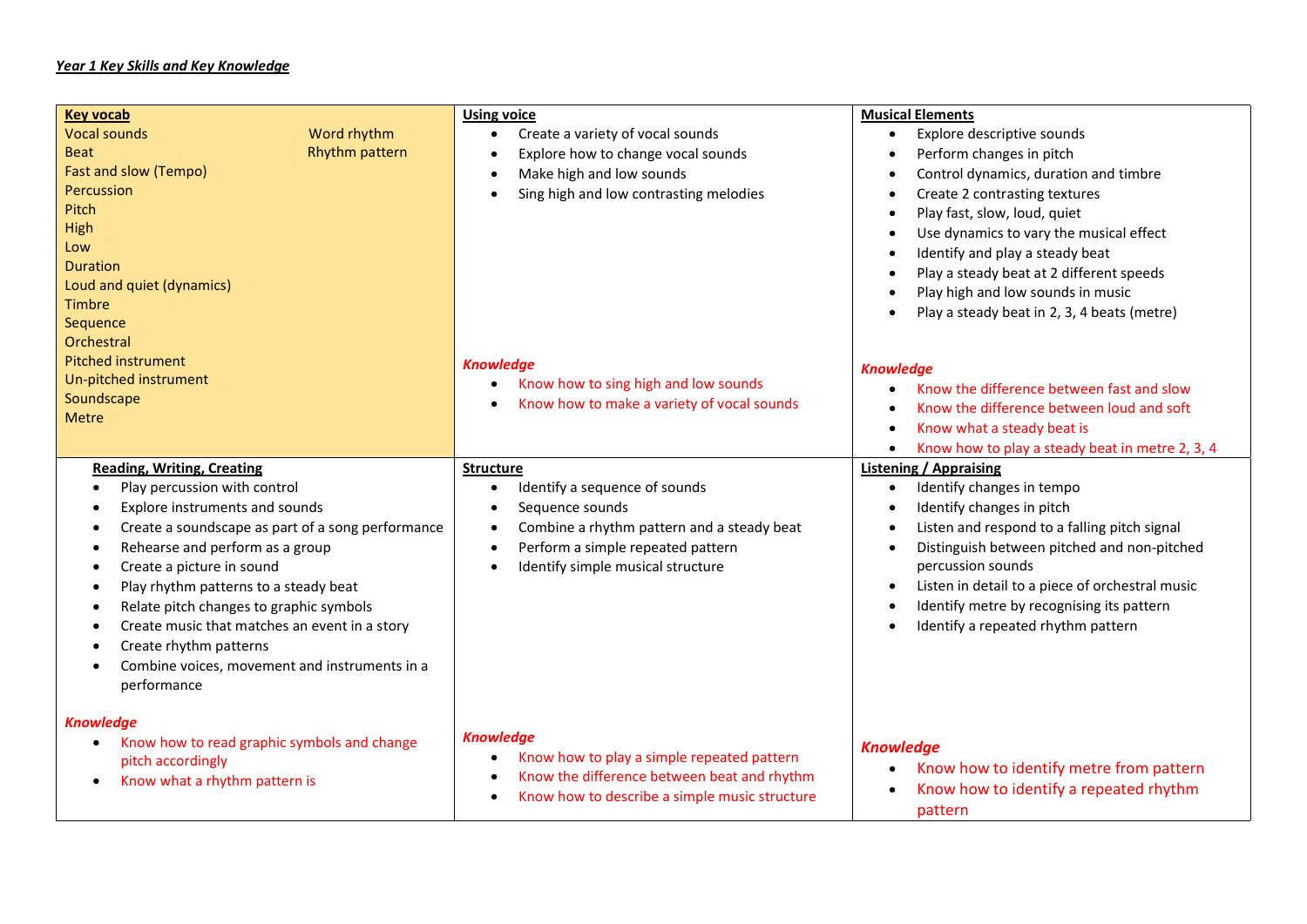***Year 1 Key Skills and Key Knowledge***

**Key vocab**

- Vocal sounds
- Beat
- Fast and slow (Tempo)
- Percussion
- Pitch
- High
- Low
- Duration
- Loud and quiet (dynamics)
- Timbre
- Sequence
- Orchestral
- Pitched instrument
- Un-pitched instrument
- Soundscape
- Metre
- Word rhythm
- Rhythm pattern

**Using voice**

- Create a variety of vocal sounds
- Explore how to change vocal sounds
- Make high and low sounds
- Sing high and low contrasting melodies

***Knowledge***

- Know how to sing high and low sounds
- Know how to make a variety of vocal sounds

**Musical Elements**

- Explore descriptive sounds
- Perform changes in pitch
- Control dynamics, duration and timbre
- Create 2 contrasting textures
- Play fast, slow, loud, quiet
- Use dynamics to vary the musical effect
- Identify and play a steady beat
- Play a steady beat at 2 different speeds
- Play high and low sounds in music
- Play a steady beat in 2, 3, 4 beats (metre)

***Knowledge***

- Know the difference between fast and slow
- Know the difference between loud and soft
- Know what a steady beat is
- Know how to play a steady beat in metre 2, 3, 4

**Reading, Writing, Creating**

- Play percussion with control
- Explore instruments and sounds
- Create a soundscape as part of a song performance
- Rehearse and perform as a group
- Create a picture in sound
- Play rhythm patterns to a steady beat
- Relate pitch changes to graphic symbols
- Create music that matches an event in a story
- Create rhythm patterns
- Combine voices, movement and instruments in a performance

***Knowledge***

- Know how to read graphic symbols and change pitch accordingly
- Know what a rhythm pattern is

**Structure**

- Identify a sequence of sounds
- Sequence sounds
- Combine a rhythm pattern and a steady beat
- Perform a simple repeated pattern
- Identify simple musical structure

***Knowledge***

- Know how to play a simple repeated pattern
- Know the difference between beat and rhythm
- Know how to describe a simple music structure

**Listening / Appraising**

- Identify changes in tempo
- Identify changes in pitch
- Listen and respond to a falling pitch signal
- Distinguish between pitched and non-pitched percussion sounds
- Listen in detail to a piece of orchestral music
- Identify metre by recognising its pattern
- Identify a repeated rhythm pattern

***Knowledge***

- Know how to identify metre from pattern
- Know how to identify a repeated rhythm pattern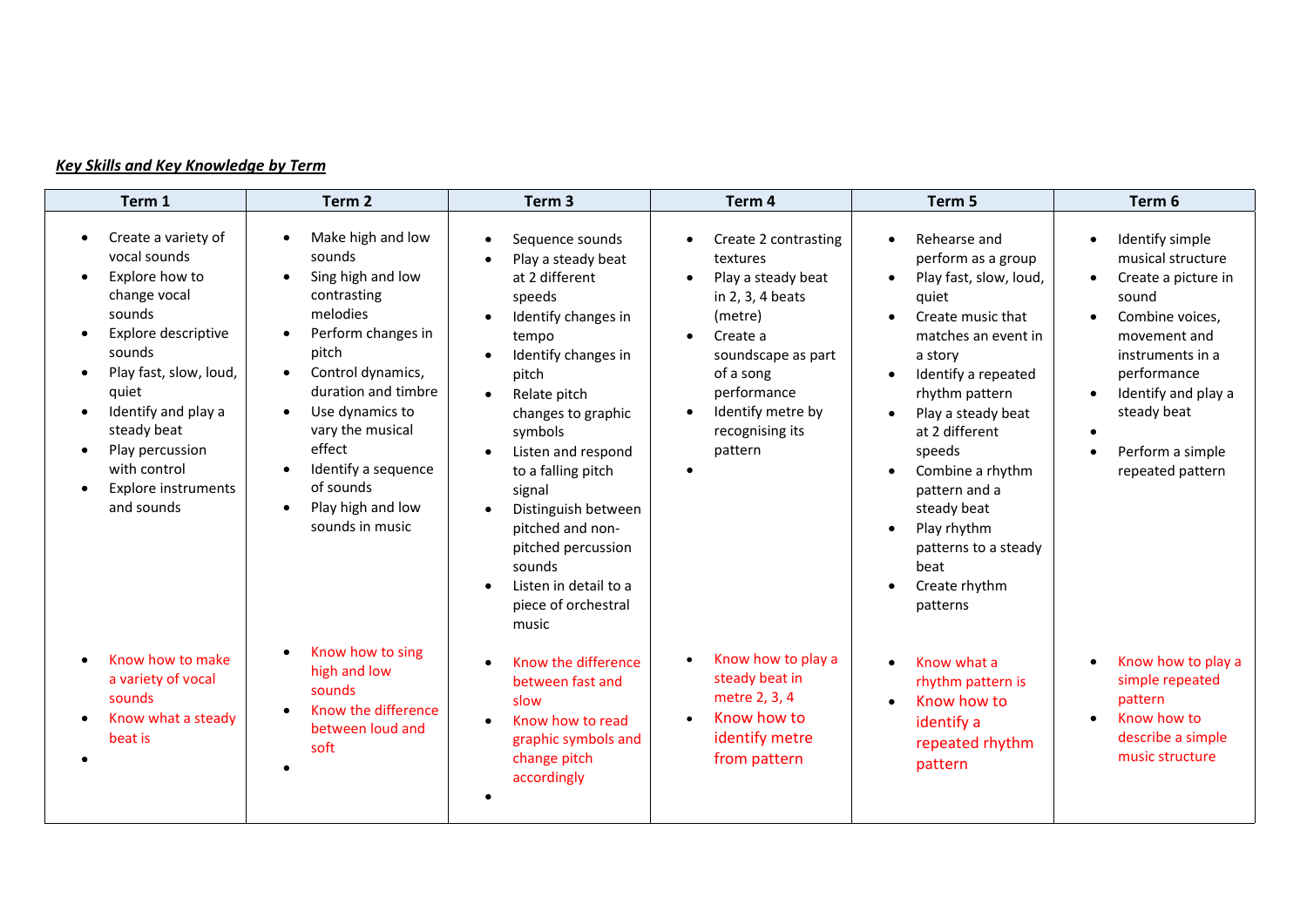***Key Skills and Key Knowledge by Term***

| Term 1 | Term 2 | Term 3 | Term 4 | Term 5 | Term 6 |
|---|---|---|---|---|---|
| • Create a variety of vocal sounds<br>• Explore how to change vocal sounds<br>• Explore descriptive sounds<br>• Play fast, slow, loud, quiet<br>• Identify and play a steady beat<br>• Play percussion with control<br>• Explore instruments and sounds | • Make high and low sounds<br>• Sing high and low contrasting melodies<br>• Perform changes in pitch<br>• Control dynamics, duration and timbre<br>• Use dynamics to vary the musical effect<br>• Identify a sequence of sounds<br>• Play high and low sounds in music | • Sequence sounds<br>• Play a steady beat at 2 different speeds<br>• Identify changes in tempo<br>• Identify changes in pitch<br>• Relate pitch changes to graphic symbols<br>• Listen and respond to a falling pitch signal<br>• Distinguish between pitched and non-pitched percussion sounds<br>• Listen in detail to a piece of orchestral music | • Create 2 contrasting textures<br>• Play a steady beat in 2, 3, 4 beats (metre)<br>• Create a soundscape as part of a song performance<br>• Identify metre by recognising its pattern<br>• | • Rehearse and perform as a group<br>• Play fast, slow, loud, quiet<br>• Create music that matches an event in a story<br>• Identify a repeated rhythm pattern<br>• Play a steady beat at 2 different speeds<br>• Combine a rhythm pattern and a steady beat<br>• Play rhythm patterns to a steady beat<br>• Create rhythm patterns | • Identify simple musical structure<br>• Create a picture in sound<br>• Combine voices, movement and instruments in a performance<br>• Identify and play a steady beat<br>•<br>• Perform a simple repeated pattern |
| • Know how to make a variety of vocal sounds<br>• Know what a steady beat is<br>• | • Know how to sing high and low sounds<br>• Know the difference between loud and soft<br>• | • Know the difference between fast and slow<br>• Know how to read graphic symbols and change pitch accordingly<br>• | • Know how to play a steady beat in metre 2, 3, 4<br>• Know how to identify metre from pattern | • Know what a rhythm pattern is<br>• Know how to identify a repeated rhythm pattern | • Know how to play a simple repeated pattern<br>• Know how to describe a simple music structure |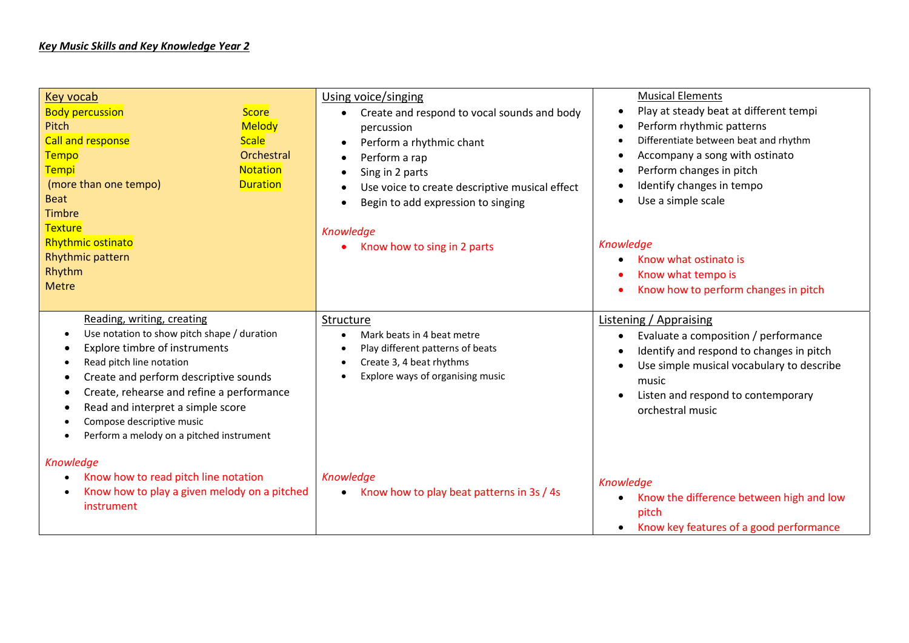***Key Music Skills and Key Knowledge Year 2***

## Key vocab

| | |
|---|---|
| Body percussion | Score |
| Pitch | Melody |
| Call and response | Scale |
| Tempo | Orchestral |
| Tempi (more than one tempo) | Notation |
| Beat | Duration |
| Timbre | |
| Texture | |
| Rhythmic ostinato | |
| Rhythmic pattern | |
| Rhythm | |
| Metre | |

## Using voice/singing

- Create and respond to vocal sounds and body percussion
- Perform a rhythmic chant
- Perform a rap
- Sing in 2 parts
- Use voice to create descriptive musical effect
- Begin to add expression to singing

*Knowledge*

- Know how to sing in 2 parts

## Musical Elements

- Play at steady beat at different tempi
- Perform rhythmic patterns
- Differentiate between beat and rhythm
- Accompany a song with ostinato
- Perform changes in pitch
- Identify changes in tempo
- Use a simple scale

*Knowledge*

- Know what ostinato is
- Know what tempo is
- Know how to perform changes in pitch

## Reading, writing, creating

- Use notation to show pitch shape / duration
- Explore timbre of instruments
- Read pitch line notation
- Create and perform descriptive sounds
- Create, rehearse and refine a performance
- Read and interpret a simple score
- Compose descriptive music
- Perform a melody on a pitched instrument

*Knowledge*

- Know how to read pitch line notation
- Know how to play a given melody on a pitched instrument

## Structure

- Mark beats in 4 beat metre
- Play different patterns of beats
- Create 3, 4 beat rhythms
- Explore ways of organising music

*Knowledge*

- Know how to play beat patterns in 3s / 4s

## Listening / Appraising

- Evaluate a composition / performance
- Identify and respond to changes in pitch
- Use simple musical vocabulary to describe music
- Listen and respond to contemporary orchestral music

*Knowledge*

- Know the difference between high and low pitch
- Know key features of a good performance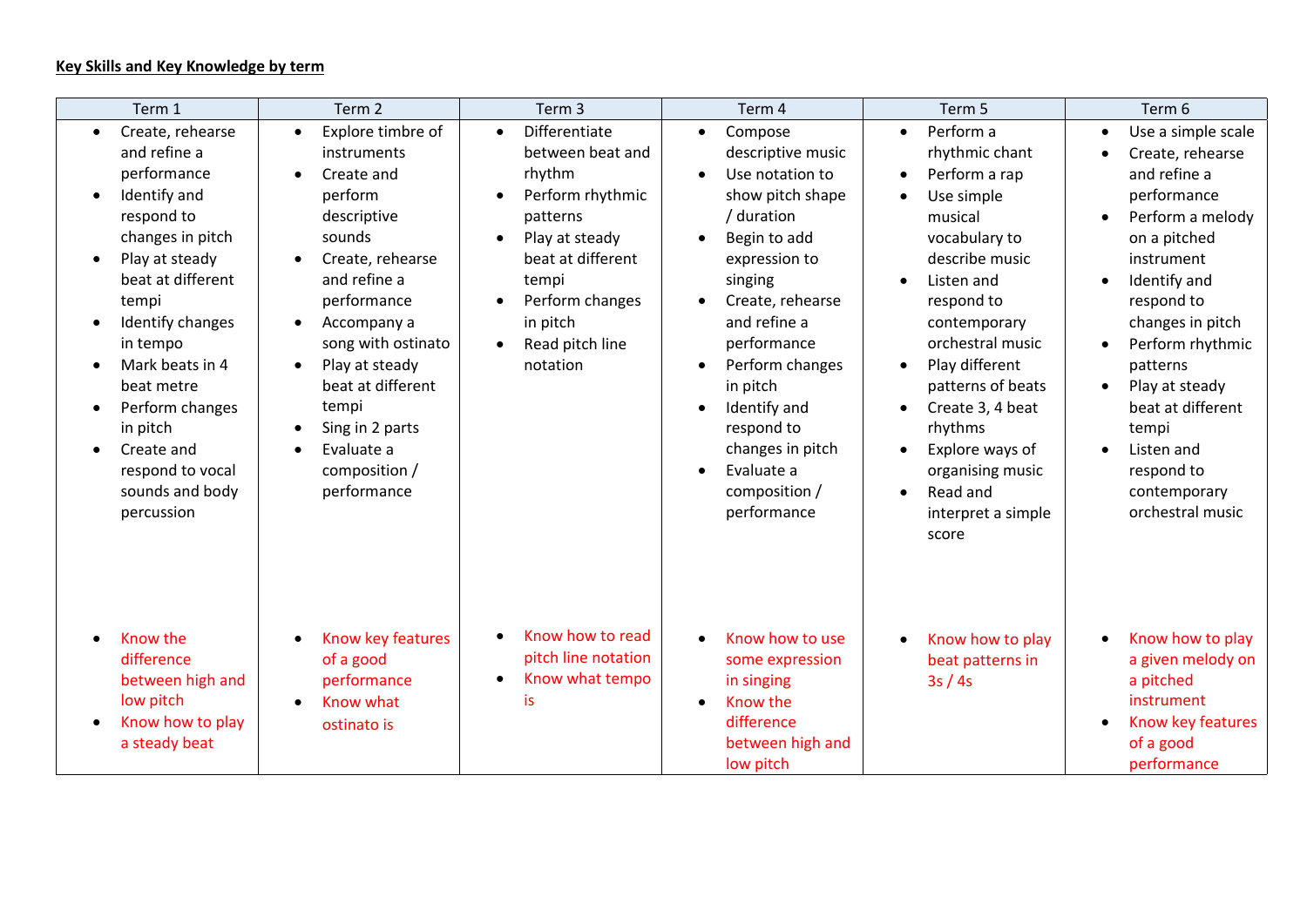**Key Skills and Key Knowledge by term**

| Term 1 | Term 2 | Term 3 | Term 4 | Term 5 | Term 6 |
|---|---|---|---|---|---|
| • Create, rehearse and refine a performance<br>• Identify and respond to changes in pitch<br>• Play at steady beat at different tempi<br>• Identify changes in tempo<br>• Mark beats in 4 beat metre<br>• Perform changes in pitch<br>• Create and respond to vocal sounds and body percussion | • Explore timbre of instruments<br>• Create and perform descriptive sounds<br>• Create, rehearse and refine a performance<br>• Accompany a song with ostinato<br>• Play at steady beat at different tempi<br>• Sing in 2 parts<br>• Evaluate a composition / performance | • Differentiate between beat and rhythm<br>• Perform rhythmic patterns<br>• Play at steady beat at different tempi<br>• Perform changes in pitch<br>• Read pitch line notation | • Compose descriptive music<br>• Use notation to show pitch shape / duration<br>• Begin to add expression to singing<br>• Create, rehearse and refine a performance<br>• Perform changes in pitch<br>• Identify and respond to changes in pitch<br>• Evaluate a composition / performance | • Perform a rhythmic chant<br>• Perform a rap<br>• Use simple musical vocabulary to describe music<br>• Listen and respond to contemporary orchestral music<br>• Play different patterns of beats<br>• Create 3, 4 beat rhythms<br>• Explore ways of organising music<br>• Read and interpret a simple score | • Use a simple scale<br>• Create, rehearse and refine a performance<br>• Perform a melody on a pitched instrument<br>• Identify and respond to changes in pitch<br>• Perform rhythmic patterns<br>• Play at steady beat at different tempi<br>• Listen and respond to contemporary orchestral music |
| • Know the difference between high and low pitch<br>• Know how to play a steady beat | • Know key features of a good performance<br>• Know what ostinato is | • Know how to read pitch line notation<br>• Know what tempo is | • Know how to use some expression in singing<br>• Know the difference between high and low pitch | • Know how to play beat patterns in 3s / 4s | • Know how to play a given melody on a pitched instrument<br>• Know key features of a good performance |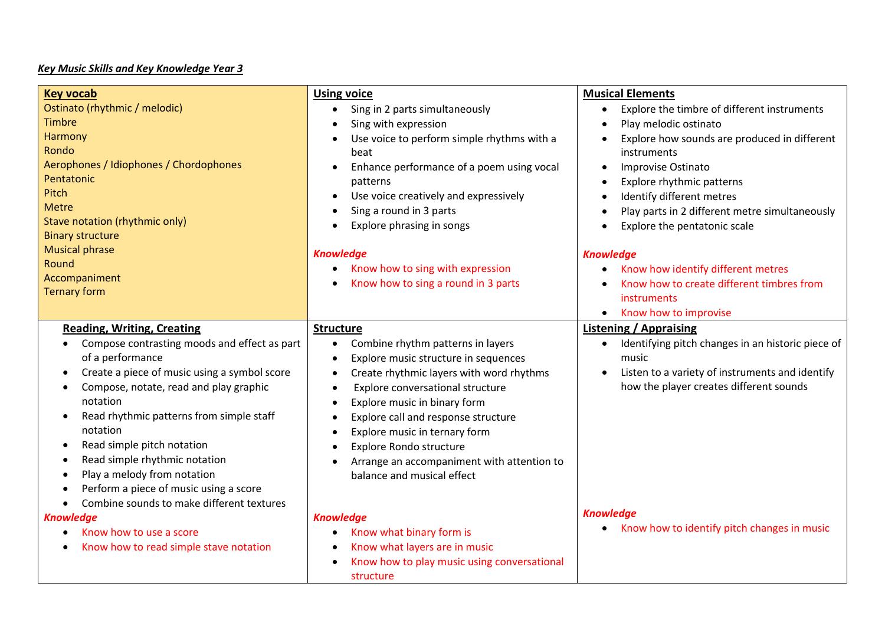***Key Music Skills and Key Knowledge Year 3***

## Key vocab

Ostinato (rhythmic / melodic)
Timbre
Harmony
Rondo
Aerophones / Idiophones / Chordophones
Pentatonic
Pitch
Metre
Stave notation (rhythmic only)
Binary structure
Musical phrase
Round
Accompaniment
Ternary form

## Using voice

- Sing in 2 parts simultaneously
- Sing with expression
- Use voice to perform simple rhythms with a beat
- Enhance performance of a poem using vocal patterns
- Use voice creatively and expressively
- Sing a round in 3 parts
- Explore phrasing in songs

***Knowledge***

- Know how to sing with expression
- Know how to sing a round in 3 parts

## Musical Elements

- Explore the timbre of different instruments
- Play melodic ostinato
- Explore how sounds are produced in different instruments
- Improvise Ostinato
- Explore rhythmic patterns
- Identify different metres
- Play parts in 2 different metre simultaneously
- Explore the pentatonic scale

***Knowledge***

- Know how identify different metres
- Know how to create different timbres from instruments
- Know how to improvise

## Reading, Writing, Creating

- Compose contrasting moods and effect as part of a performance
- Create a piece of music using a symbol score
- Compose, notate, read and play graphic notation
- Read rhythmic patterns from simple staff notation
- Read simple pitch notation
- Read simple rhythmic notation
- Play a melody from notation
- Perform a piece of music using a score
- Combine sounds to make different textures

***Knowledge***

- Know how to use a score
- Know how to read simple stave notation

## Structure

- Combine rhythm patterns in layers
- Explore music structure in sequences
- Create rhythmic layers with word rhythms
- Explore conversational structure
- Explore music in binary form
- Explore call and response structure
- Explore music in ternary form
- Explore Rondo structure
- Arrange an accompaniment with attention to balance and musical effect

***Knowledge***

- Know what binary form is
- Know what layers are in music
- Know how to play music using conversational structure

## Listening / Appraising

- Identifying pitch changes in an historic piece of music
- Listen to a variety of instruments and identify how the player creates different sounds

***Knowledge***

- Know how to identify pitch changes in music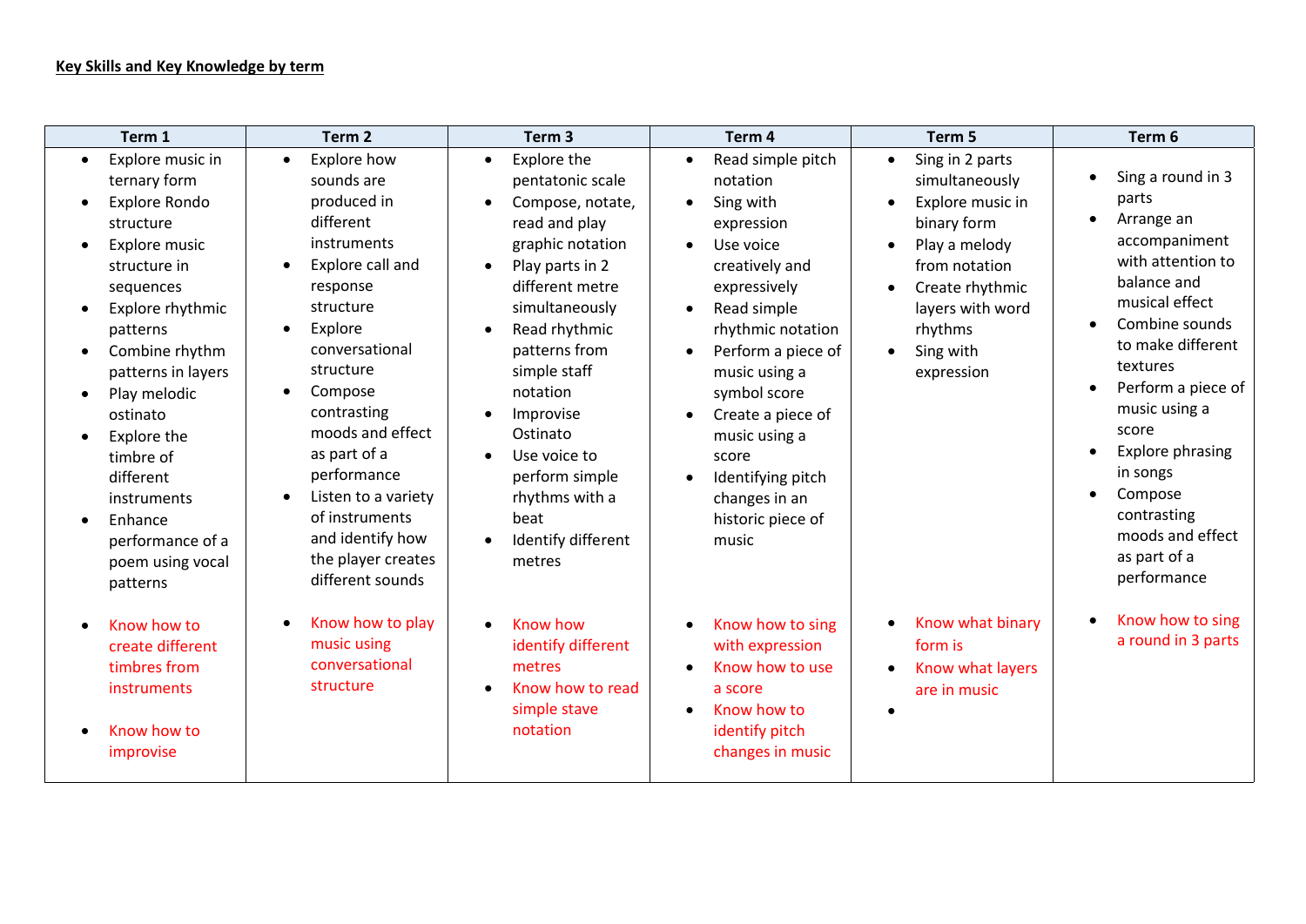**Key Skills and Key Knowledge by term**

| Term 1 | Term 2 | Term 3 | Term 4 | Term 5 | Term 6 |
|---|---|---|---|---|---|
| • Explore music in ternary form<br>• Explore Rondo structure<br>• Explore music structure in sequences<br>• Explore rhythmic patterns<br>• Combine rhythm patterns in layers<br>• Play melodic ostinato<br>• Explore the timbre of different instruments<br>• Enhance performance of a poem using vocal patterns<br><br>• Know how to create different timbres from instruments<br><br>• Know how to improvise | • Explore how sounds are produced in different instruments<br>• Explore call and response structure<br>• Explore conversational structure<br>• Compose contrasting moods and effect as part of a performance<br>• Listen to a variety of instruments and identify how the player creates different sounds<br><br>• Know how to play music using conversational structure | • Explore the pentatonic scale<br>• Compose, notate, read and play graphic notation<br>• Play parts in 2 different metre simultaneously<br>• Read rhythmic patterns from simple staff notation<br>• Improvise Ostinato<br>• Use voice to perform simple rhythms with a beat<br>• Identify different metres<br><br>• Know how identify different metres<br>• Know how to read simple stave notation | • Read simple pitch notation<br>• Sing with expression<br>• Use voice creatively and expressively<br>• Read simple rhythmic notation<br>• Perform a piece of music using a symbol score<br>• Create a piece of music using a score<br>• Identifying pitch changes in an historic piece of music<br><br>• Know how to sing with expression<br>• Know how to use a score<br>• Know how to identify pitch changes in music | • Sing in 2 parts simultaneously<br>• Explore music in binary form<br>• Play a melody from notation<br>• Create rhythmic layers with word rhythms<br>• Sing with expression<br><br>• Know what binary form is<br>• Know what layers are in music<br>• | • Sing a round in 3 parts<br>• Arrange an accompaniment with attention to balance and musical effect<br>• Combine sounds to make different textures<br>• Perform a piece of music using a score<br>• Explore phrasing in songs<br>• Compose contrasting moods and effect as part of a performance<br><br>• Know how to sing a round in 3 parts |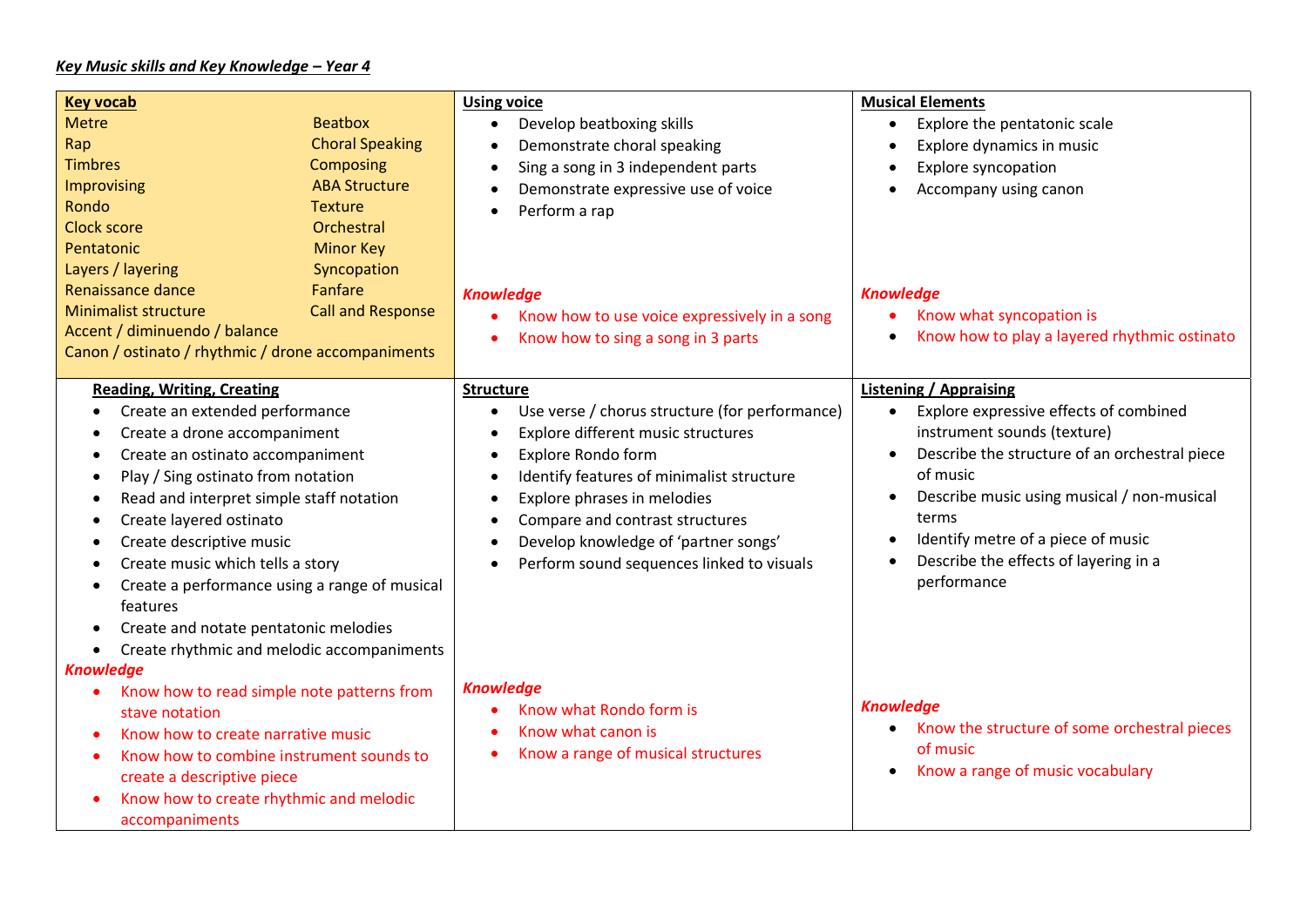***Key Music skills and Key Knowledge – Year 4***

**Key vocab**

| | |
|---|---|
| Metre | Beatbox |
| Rap | Choral Speaking |
| Timbres | Composing |
| Improvising | ABA Structure |
| Rondo | Texture |
| Clock score | Orchestral |
| Pentatonic | Minor Key |
| Layers / layering | Syncopation |
| Renaissance dance | Fanfare |
| Minimalist structure | Call and Response |

Accent / diminuendo / balance

Canon / ostinato / rhythmic / drone accompaniments

**Using voice**

- Develop beatboxing skills
- Demonstrate choral speaking
- Sing a song in 3 independent parts
- Demonstrate expressive use of voice
- Perform a rap

***Knowledge***

- Know how to use voice expressively in a song
- Know how to sing a song in 3 parts

**Musical Elements**

- Explore the pentatonic scale
- Explore dynamics in music
- Explore syncopation
- Accompany using canon

***Knowledge***

- Know what syncopation is
- Know how to play a layered rhythmic ostinato

**Reading, Writing, Creating**

- Create an extended performance
- Create a drone accompaniment
- Create an ostinato accompaniment
- Play / Sing ostinato from notation
- Read and interpret simple staff notation
- Create layered ostinato
- Create descriptive music
- Create music which tells a story
- Create a performance using a range of musical features
- Create and notate pentatonic melodies
- Create rhythmic and melodic accompaniments

***Knowledge***

- Know how to read simple note patterns from stave notation
- Know how to create narrative music
- Know how to combine instrument sounds to create a descriptive piece
- Know how to create rhythmic and melodic accompaniments

**Structure**

- Use verse / chorus structure (for performance)
- Explore different music structures
- Explore Rondo form
- Identify features of minimalist structure
- Explore phrases in melodies
- Compare and contrast structures
- Develop knowledge of 'partner songs'
- Perform sound sequences linked to visuals

***Knowledge***

- Know what Rondo form is
- Know what canon is
- Know a range of musical structures

**Listening / Appraising**

- Explore expressive effects of combined instrument sounds (texture)
- Describe the structure of an orchestral piece of music
- Describe music using musical / non-musical terms
- Identify metre of a piece of music
- Describe the effects of layering in a performance

***Knowledge***

- Know the structure of some orchestral pieces of music
- Know a range of music vocabulary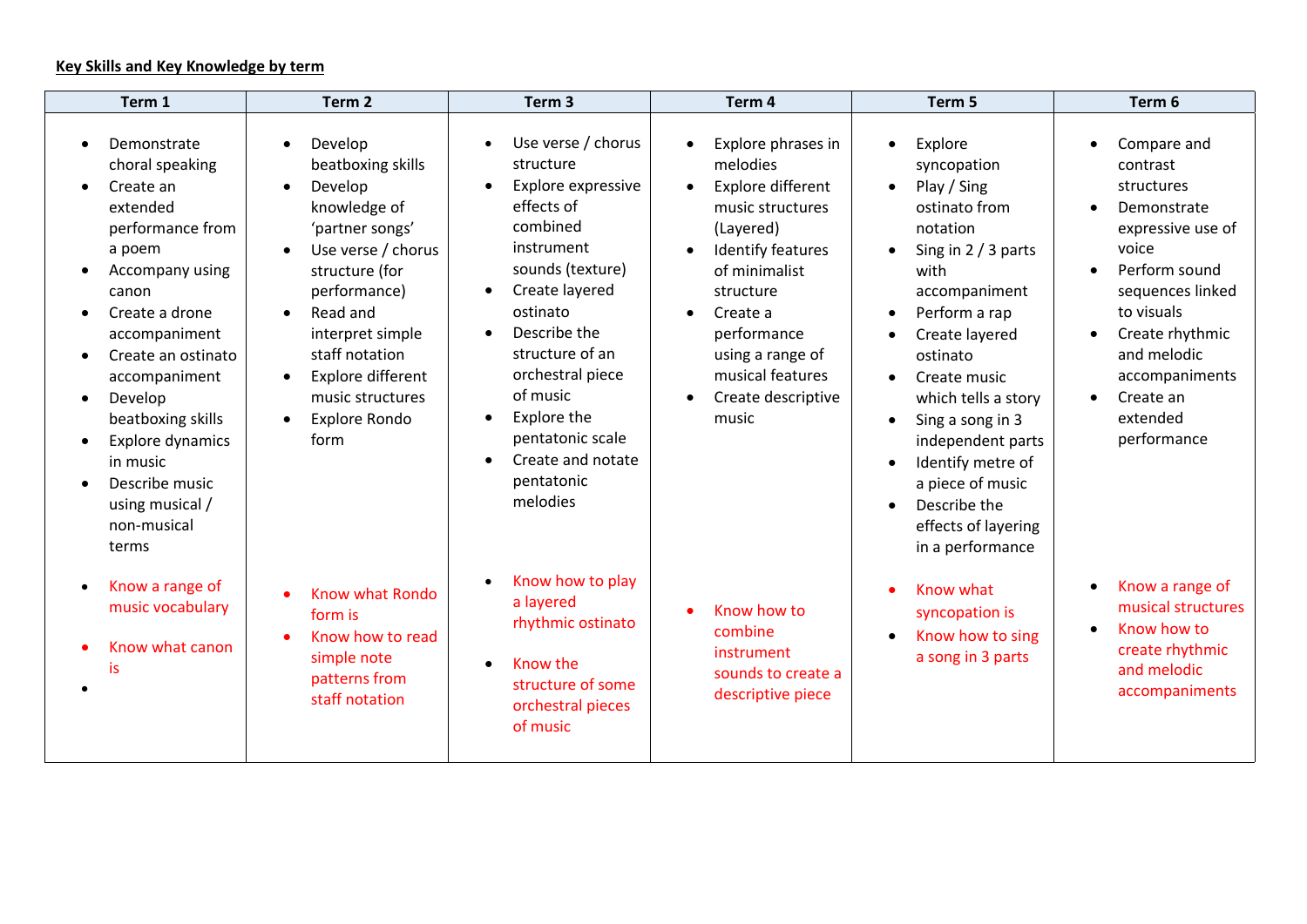**Key Skills and Key Knowledge by term**

| Term 1 | Term 2 | Term 3 | Term 4 | Term 5 | Term 6 |
|---|---|---|---|---|---|
| • Demonstrate choral speaking<br>• Create an extended performance from a poem<br>• Accompany using canon<br>• Create a drone accompaniment<br>• Create an ostinato accompaniment<br>• Develop beatboxing skills<br>• Explore dynamics in music<br>• Describe music using musical / non-musical terms<br><br>• Know a range of music vocabulary<br>• Know what canon is<br>• | • Develop beatboxing skills<br>• Develop knowledge of 'partner songs'<br>• Use verse / chorus structure (for performance)<br>• Read and interpret simple staff notation<br>• Explore different music structures<br>• Explore Rondo form<br><br>• Know what Rondo form is<br>• Know how to read simple note patterns from staff notation | • Use verse / chorus structure<br>• Explore expressive effects of combined instrument sounds (texture)<br>• Create layered ostinato<br>• Describe the structure of an orchestral piece of music<br>• Explore the pentatonic scale<br>• Create and notate pentatonic melodies<br><br>• Know how to play a layered rhythmic ostinato<br>• Know the structure of some orchestral pieces of music | • Explore phrases in melodies<br>• Explore different music structures (Layered)<br>• Identify features of minimalist structure<br>• Create a performance using a range of musical features<br>• Create descriptive music<br><br>• Know how to combine instrument sounds to create a descriptive piece | • Explore syncopation<br>• Play / Sing ostinato from notation<br>• Sing in 2 / 3 parts with accompaniment<br>• Perform a rap<br>• Create layered ostinato<br>• Create music which tells a story<br>• Sing a song in 3 independent parts<br>• Identify metre of a piece of music<br>• Describe the effects of layering in a performance<br><br>• Know what syncopation is<br>• Know how to sing a song in 3 parts | • Compare and contrast structures<br>• Demonstrate expressive use of voice<br>• Perform sound sequences linked to visuals<br>• Create rhythmic and melodic accompaniments<br>• Create an extended performance<br><br>• Know a range of musical structures<br>• Know how to create rhythmic and melodic accompaniments |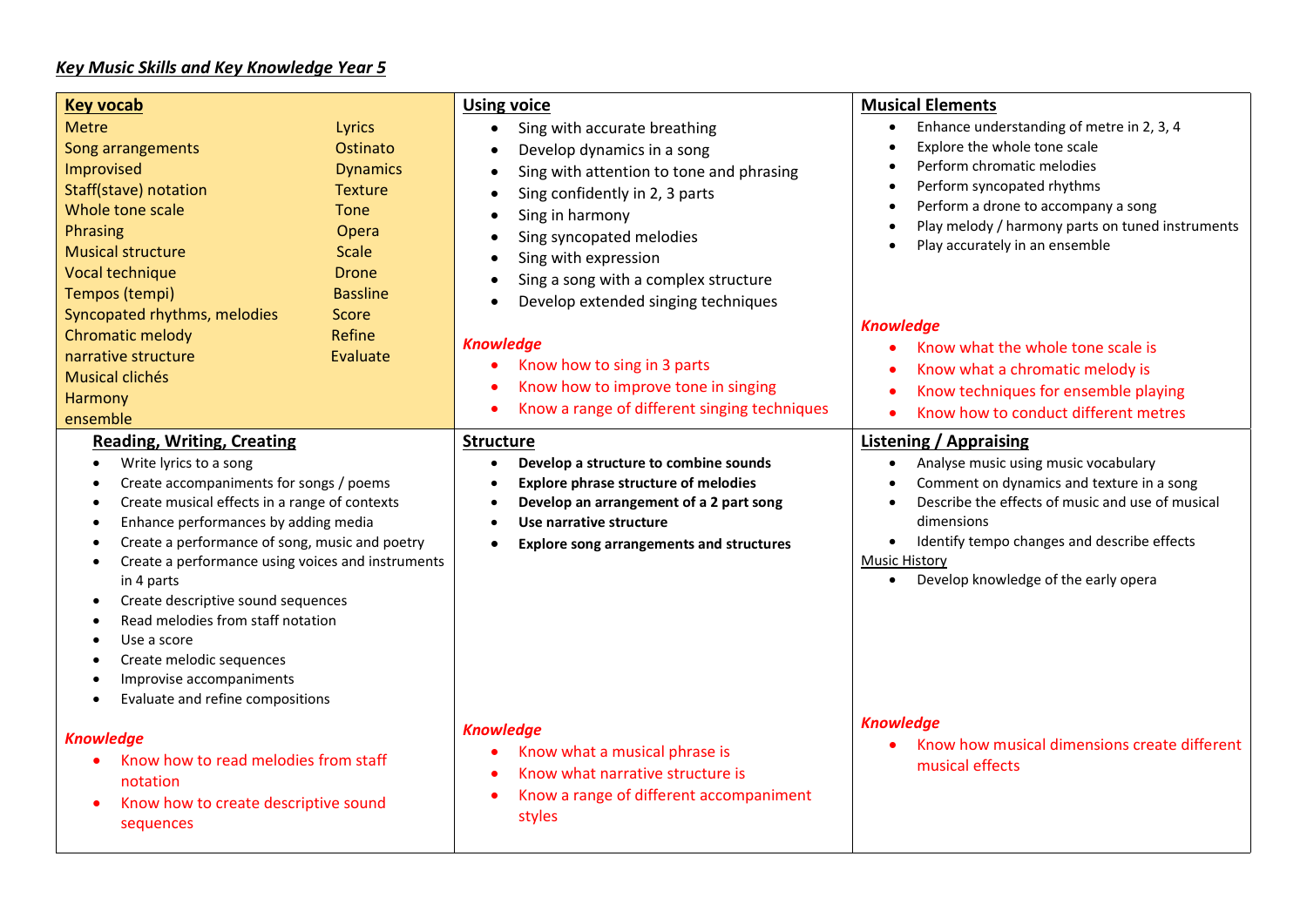***Key Music Skills and Key Knowledge Year 5***

## Key vocab

| | |
|---|---|
| Metre | Lyrics |
| Song arrangements | Ostinato |
| Improvised | Dynamics |
| Staff(stave) notation | Texture |
| Whole tone scale | Tone |
| Phrasing | Opera |
| Musical structure | Scale |
| Vocal technique | Drone |
| Tempos (tempi) | Bassline |
| Syncopated rhythms, melodies | Score |
| Chromatic melody | Refine |
| narrative structure | Evaluate |
| Musical clichés | |
| Harmony | |
| ensemble | |

## Using voice

- Sing with accurate breathing
- Develop dynamics in a song
- Sing with attention to tone and phrasing
- Sing confidently in 2, 3 parts
- Sing in harmony
- Sing syncopated melodies
- Sing with expression
- Sing a song with a complex structure
- Develop extended singing techniques

***Knowledge***

- Know how to sing in 3 parts
- Know how to improve tone in singing
- Know a range of different singing techniques

## Musical Elements

- Enhance understanding of metre in 2, 3, 4
- Explore the whole tone scale
- Perform chromatic melodies
- Perform syncopated rhythms
- Perform a drone to accompany a song
- Play melody / harmony parts on tuned instruments
- Play accurately in an ensemble

***Knowledge***

- Know what the whole tone scale is
- Know what a chromatic melody is
- Know techniques for ensemble playing
- Know how to conduct different metres

## Reading, Writing, Creating

- Write lyrics to a song
- Create accompaniments for songs / poems
- Create musical effects in a range of contexts
- Enhance performances by adding media
- Create a performance of song, music and poetry
- Create a performance using voices and instruments in 4 parts
- Create descriptive sound sequences
- Read melodies from staff notation
- Use a score
- Create melodic sequences
- Improvise accompaniments
- Evaluate and refine compositions

***Knowledge***

- Know how to read melodies from staff notation
- Know how to create descriptive sound sequences

## Structure

- **Develop a structure to combine sounds**
- **Explore phrase structure of melodies**
- **Develop an arrangement of a 2 part song**
- **Use narrative structure**
- **Explore song arrangements and structures**

***Knowledge***

- Know what a musical phrase is
- Know what narrative structure is
- Know a range of different accompaniment styles

## Listening / Appraising

- Analyse music using music vocabulary
- Comment on dynamics and texture in a song
- Describe the effects of music and use of musical dimensions
- Identify tempo changes and describe effects

Music History

- Develop knowledge of the early opera

***Knowledge***

- Know how musical dimensions create different musical effects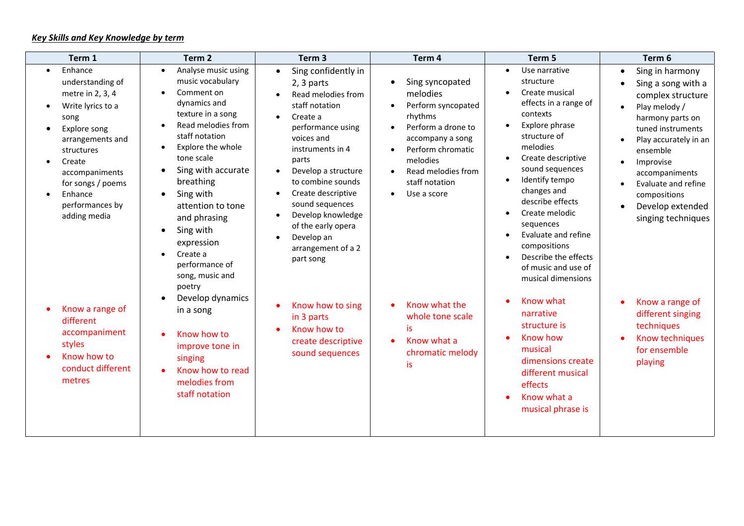***Key Skills and Key Knowledge by term***

| Term 1 | Term 2 | Term 3 | Term 4 | Term 5 | Term 6 |
|---|---|---|---|---|---|
| • Enhance understanding of metre in 2, 3, 4<br>• Write lyrics to a song<br>• Explore song arrangements and structures<br>• Create accompaniments for songs / poems<br>• Enhance performances by adding media<br><br>• Know a range of different accompaniment styles<br>• Know how to conduct different metres | • Analyse music using music vocabulary<br>• Comment on dynamics and texture in a song<br>• Read melodies from staff notation<br>• Explore the whole tone scale<br>• Sing with accurate breathing<br>• Sing with attention to tone and phrasing<br>• Sing with expression<br>• Create a performance of song, music and poetry<br>• Develop dynamics in a song<br><br>• Know how to improve tone in singing<br>• Know how to read melodies from staff notation | • Sing confidently in 2, 3 parts<br>• Read melodies from staff notation<br>• Create a performance using voices and instruments in 4 parts<br>• Develop a structure to combine sounds<br>• Create descriptive sound sequences<br>• Develop knowledge of the early opera<br>• Develop an arrangement of a 2 part song<br><br>• Know how to sing in 3 parts<br>• Know how to create descriptive sound sequences | • Sing syncopated melodies<br>• Perform syncopated rhythms<br>• Perform a drone to accompany a song<br>• Perform chromatic melodies<br>• Read melodies from staff notation<br>• Use a score<br><br>• Know what the whole tone scale is<br>• Know what a chromatic melody is | • Use narrative structure<br>• Create musical effects in a range of contexts<br>• Explore phrase structure of melodies<br>• Create descriptive sound sequences<br>• Identify tempo changes and describe effects<br>• Create melodic sequences<br>• Evaluate and refine compositions<br>• Describe the effects of music and use of musical dimensions<br><br>• Know what narrative structure is<br>• Know how musical dimensions create different musical effects<br>• Know what a musical phrase is | • Sing in harmony<br>• Sing a song with a complex structure<br>• Play melody / harmony parts on tuned instruments<br>• Play accurately in an ensemble<br>• Improvise accompaniments<br>• Evaluate and refine compositions<br>• Develop extended singing techniques<br><br>• Know a range of different singing techniques<br>• Know techniques for ensemble playing |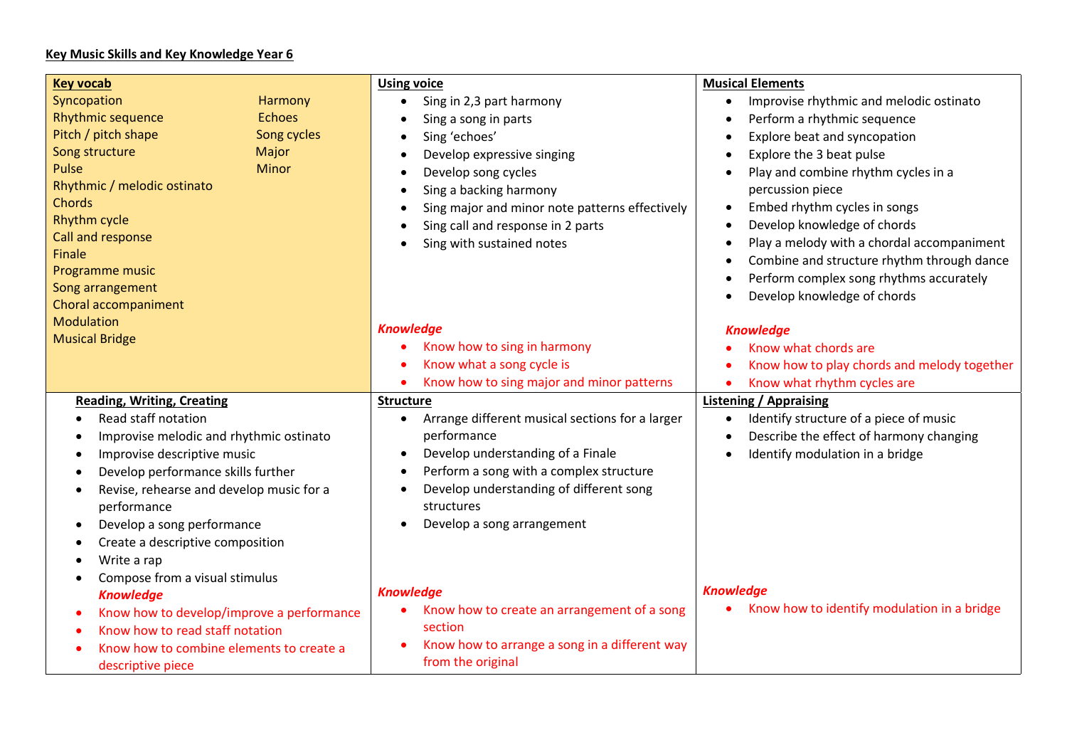**Key Music Skills and Key Knowledge Year 6**

**Key vocab**

| | |
|---|---|
| Syncopation | Harmony |
| Rhythmic sequence | Echoes |
| Pitch / pitch shape | Song cycles |
| Song structure | Major |
| Pulse | Minor |
| Rhythmic / melodic ostinato | |
| Chords | |
| Rhythm cycle | |
| Call and response | |
| Finale | |
| Programme music | |
| Song arrangement | |
| Choral accompaniment | |
| Modulation | |
| Musical Bridge | |

**Using voice**

- Sing in 2,3 part harmony
- Sing a song in parts
- Sing 'echoes'
- Develop expressive singing
- Develop song cycles
- Sing a backing harmony
- Sing major and minor note patterns effectively
- Sing call and response in 2 parts
- Sing with sustained notes

***Knowledge***

- Know how to sing in harmony
- Know what a song cycle is
- Know how to sing major and minor patterns

**Musical Elements**

- Improvise rhythmic and melodic ostinato
- Perform a rhythmic sequence
- Explore beat and syncopation
- Explore the 3 beat pulse
- Play and combine rhythm cycles in a percussion piece
- Embed rhythm cycles in songs
- Develop knowledge of chords
- Play a melody with a chordal accompaniment
- Combine and structure rhythm through dance
- Perform complex song rhythms accurately
- Develop knowledge of chords

***Knowledge***

- Know what chords are
- Know how to play chords and melody together
- Know what rhythm cycles are

**Reading, Writing, Creating**

- Read staff notation
- Improvise melodic and rhythmic ostinato
- Improvise descriptive music
- Develop performance skills further
- Revise, rehearse and develop music for a performance
- Develop a song performance
- Create a descriptive composition
- Write a rap
- Compose from a visual stimulus

***Knowledge***

- Know how to develop/improve a performance
- Know how to read staff notation
- Know how to combine elements to create a descriptive piece

**Structure**

- Arrange different musical sections for a larger performance
- Develop understanding of a Finale
- Perform a song with a complex structure
- Develop understanding of different song structures
- Develop a song arrangement

***Knowledge***

- Know how to create an arrangement of a song section
- Know how to arrange a song in a different way from the original

**Listening / Appraising**

- Identify structure of a piece of music
- Describe the effect of harmony changing
- Identify modulation in a bridge

***Knowledge***

- Know how to identify modulation in a bridge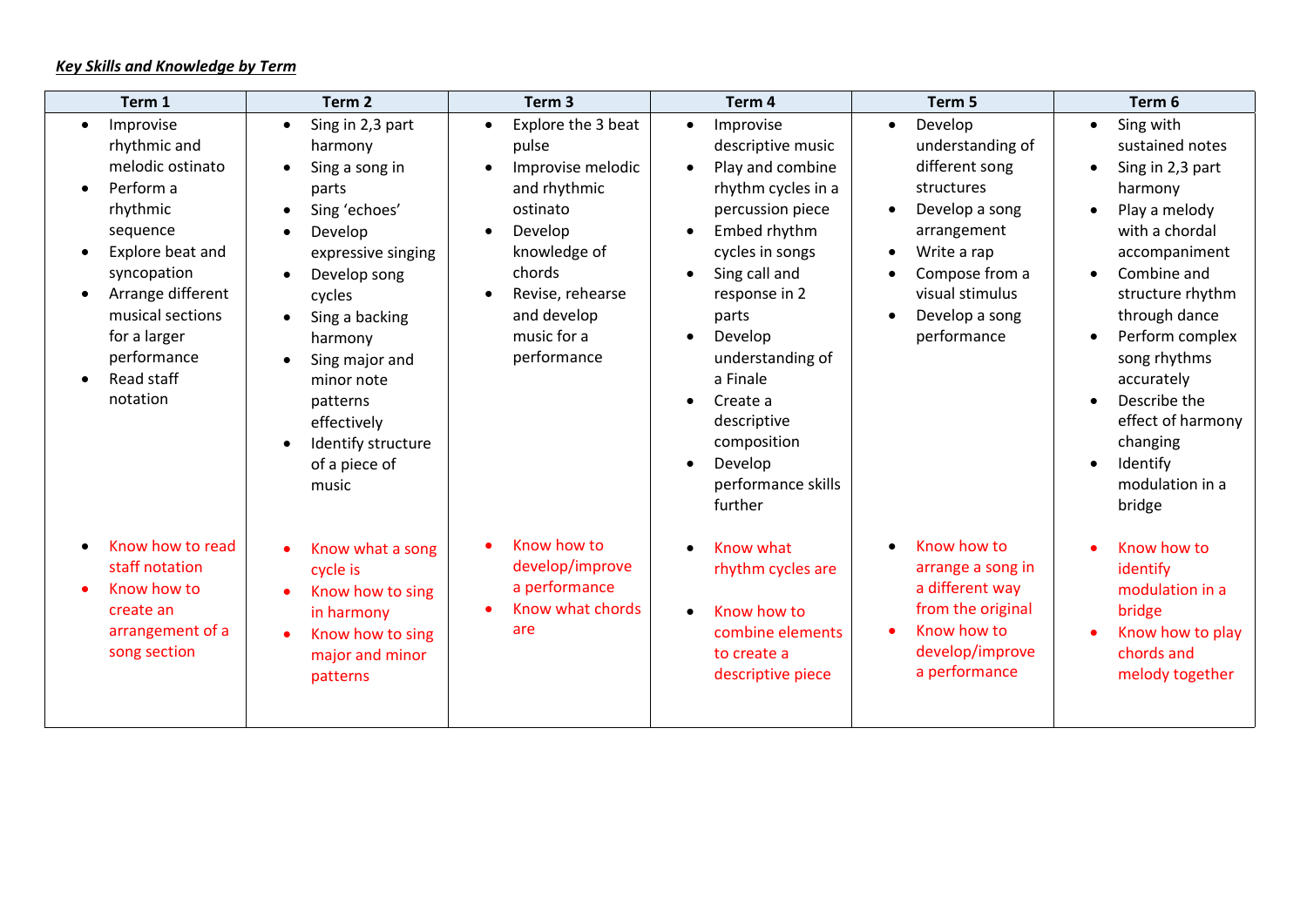***Key Skills and Knowledge by Term***

| Term 1 | Term 2 | Term 3 | Term 4 | Term 5 | Term 6 |
|---|---|---|---|---|---|
| • Improvise rhythmic and melodic ostinato<br>• Perform a rhythmic sequence<br>• Explore beat and syncopation<br>• Arrange different musical sections for a larger performance<br>• Read staff notation | • Sing in 2,3 part harmony<br>• Sing a song in parts<br>• Sing 'echoes'<br>• Develop expressive singing<br>• Develop song cycles<br>• Sing a backing harmony<br>• Sing major and minor note patterns effectively<br>• Identify structure of a piece of music | • Explore the 3 beat pulse<br>• Improvise melodic and rhythmic ostinato<br>• Develop knowledge of chords<br>• Revise, rehearse and develop music for a performance | • Improvise descriptive music<br>• Play and combine rhythm cycles in a percussion piece<br>• Embed rhythm cycles in songs<br>• Sing call and response in 2 parts<br>• Develop understanding of a Finale<br>• Create a descriptive composition<br>• Develop performance skills further | • Develop understanding of different song structures<br>• Develop a song arrangement<br>• Write a rap<br>• Compose from a visual stimulus<br>• Develop a song performance | • Sing with sustained notes<br>• Sing in 2,3 part harmony<br>• Play a melody with a chordal accompaniment<br>• Combine and structure rhythm through dance<br>• Perform complex song rhythms accurately<br>• Describe the effect of harmony changing<br>• Identify modulation in a bridge |
| • Know how to read staff notation<br>• Know how to create an arrangement of a song section | • Know what a song cycle is<br>• Know how to sing in harmony<br>• Know how to sing major and minor patterns | • Know how to develop/improve a performance<br>• Know what chords are | • Know what rhythm cycles are<br>• Know how to combine elements to create a descriptive piece | • Know how to arrange a song in a different way from the original<br>• Know how to develop/improve a performance | • Know how to identify modulation in a bridge<br>• Know how to play chords and melody together |